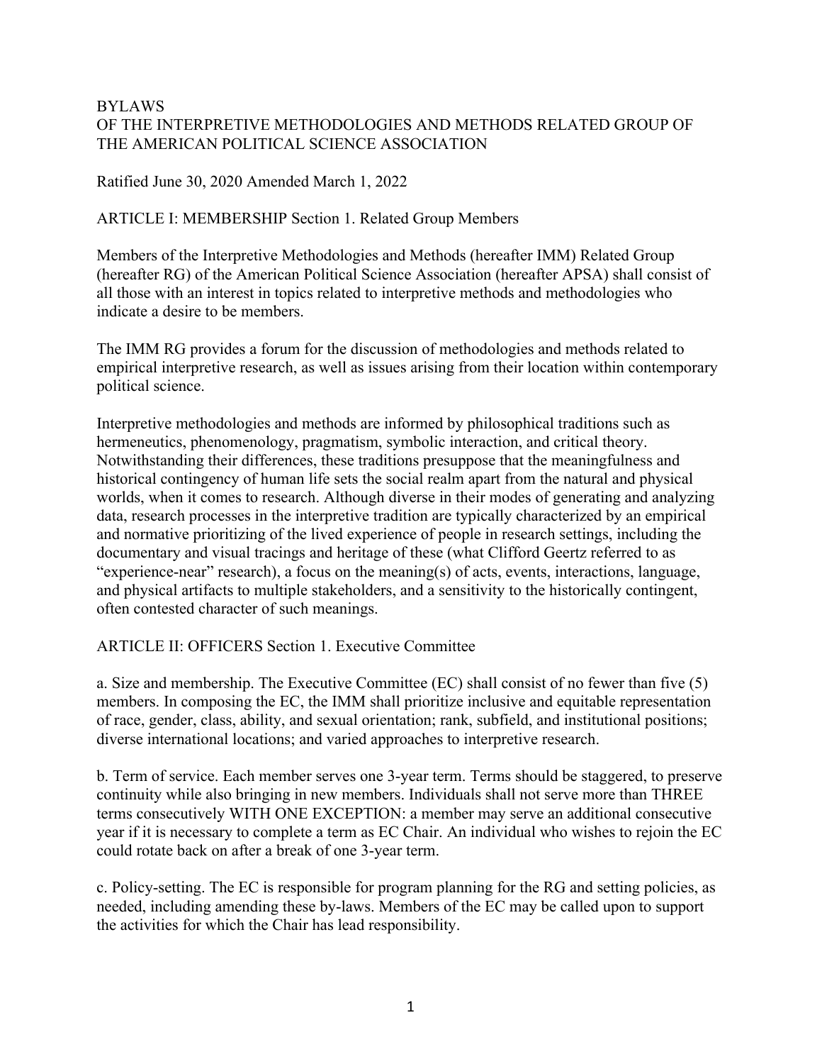# BYLAWS
# OF THE INTERPRETIVE METHODOLOGIES AND METHODS RELATED GROUP OF THE AMERICAN POLITICAL SCIENCE ASSOCIATION

Ratified June 30, 2020 Amended March 1, 2022

## ARTICLE I: MEMBERSHIP Section 1. Related Group Members

Members of the Interpretive Methodologies and Methods (hereafter IMM) Related Group (hereafter RG) of the American Political Science Association (hereafter APSA) shall consist of all those with an interest in topics related to interpretive methods and methodologies who indicate a desire to be members.

The IMM RG provides a forum for the discussion of methodologies and methods related to empirical interpretive research, as well as issues arising from their location within contemporary political science.

Interpretive methodologies and methods are informed by philosophical traditions such as hermeneutics, phenomenology, pragmatism, symbolic interaction, and critical theory. Notwithstanding their differences, these traditions presuppose that the meaningfulness and historical contingency of human life sets the social realm apart from the natural and physical worlds, when it comes to research. Although diverse in their modes of generating and analyzing data, research processes in the interpretive tradition are typically characterized by an empirical and normative prioritizing of the lived experience of people in research settings, including the documentary and visual tracings and heritage of these (what Clifford Geertz referred to as "experience-near" research), a focus on the meaning(s) of acts, events, interactions, language, and physical artifacts to multiple stakeholders, and a sensitivity to the historically contingent, often contested character of such meanings.

## ARTICLE II: OFFICERS Section 1. Executive Committee

a. Size and membership. The Executive Committee (EC) shall consist of no fewer than five (5) members. In composing the EC, the IMM shall prioritize inclusive and equitable representation of race, gender, class, ability, and sexual orientation; rank, subfield, and institutional positions; diverse international locations; and varied approaches to interpretive research.

b. Term of service. Each member serves one 3-year term. Terms should be staggered, to preserve continuity while also bringing in new members. Individuals shall not serve more than THREE terms consecutively WITH ONE EXCEPTION: a member may serve an additional consecutive year if it is necessary to complete a term as EC Chair. An individual who wishes to rejoin the EC could rotate back on after a break of one 3-year term.

c. Policy-setting. The EC is responsible for program planning for the RG and setting policies, as needed, including amending these by-laws. Members of the EC may be called upon to support the activities for which the Chair has lead responsibility.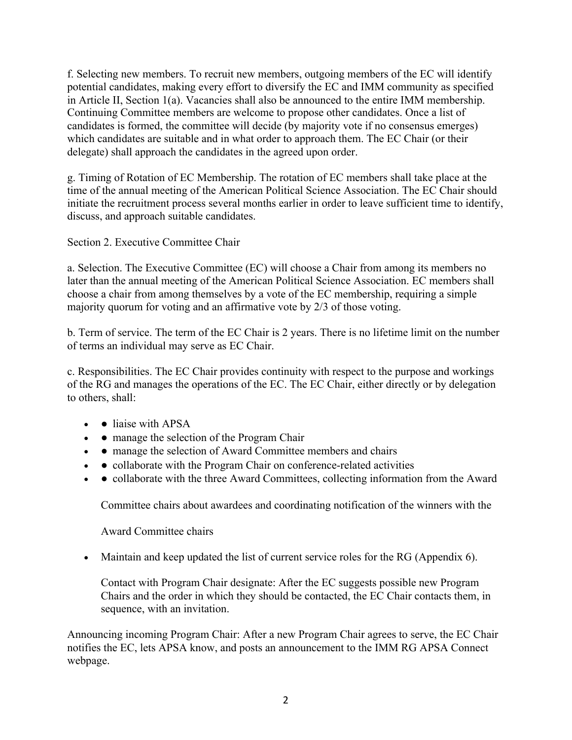f. Selecting new members. To recruit new members, outgoing members of the EC will identify potential candidates, making every effort to diversify the EC and IMM community as specified in Article II, Section 1(a). Vacancies shall also be announced to the entire IMM membership. Continuing Committee members are welcome to propose other candidates. Once a list of candidates is formed, the committee will decide (by majority vote if no consensus emerges) which candidates are suitable and in what order to approach them. The EC Chair (or their delegate) shall approach the candidates in the agreed upon order.

g. Timing of Rotation of EC Membership. The rotation of EC members shall take place at the time of the annual meeting of the American Political Science Association. The EC Chair should initiate the recruitment process several months earlier in order to leave sufficient time to identify, discuss, and approach suitable candidates.

Section 2. Executive Committee Chair

a. Selection. The Executive Committee (EC) will choose a Chair from among its members no later than the annual meeting of the American Political Science Association. EC members shall choose a chair from among themselves by a vote of the EC membership, requiring a simple majority quorum for voting and an affirmative vote by 2/3 of those voting.

b. Term of service. The term of the EC Chair is 2 years. There is no lifetime limit on the number of terms an individual may serve as EC Chair.

c. Responsibilities. The EC Chair provides continuity with respect to the purpose and workings of the RG and manages the operations of the EC. The EC Chair, either directly or by delegation to others, shall:

- ● liaise with APSA
- ● manage the selection of the Program Chair
- ● manage the selection of Award Committee members and chairs
- ● collaborate with the Program Chair on conference-related activities
- ● collaborate with the three Award Committees, collecting information from the Award Committee chairs about awardees and coordinating notification of the winners with the Award Committee chairs
- Maintain and keep updated the list of current service roles for the RG (Appendix 6).

  Contact with Program Chair designate: After the EC suggests possible new Program Chairs and the order in which they should be contacted, the EC Chair contacts them, in sequence, with an invitation.

Announcing incoming Program Chair: After a new Program Chair agrees to serve, the EC Chair notifies the EC, lets APSA know, and posts an announcement to the IMM RG APSA Connect webpage.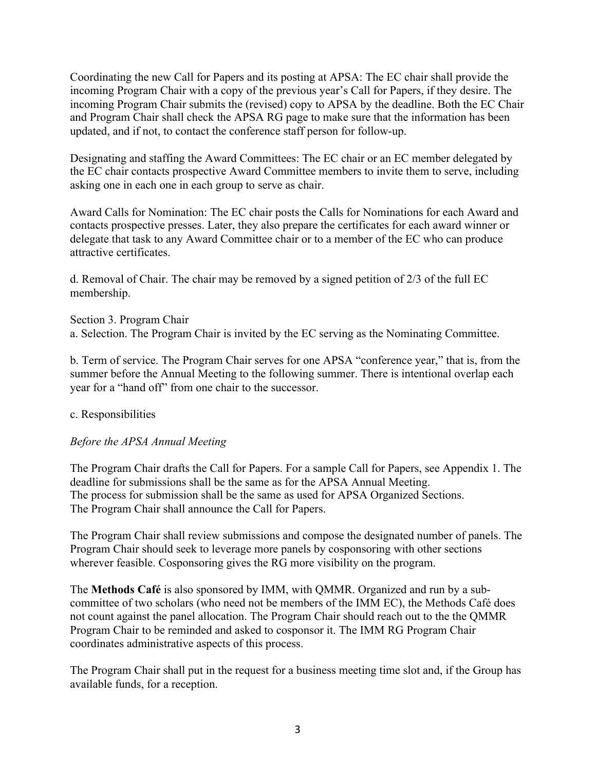Coordinating the new Call for Papers and its posting at APSA: The EC chair shall provide the incoming Program Chair with a copy of the previous year's Call for Papers, if they desire. The incoming Program Chair submits the (revised) copy to APSA by the deadline. Both the EC Chair and Program Chair shall check the APSA RG page to make sure that the information has been updated, and if not, to contact the conference staff person for follow-up.

Designating and staffing the Award Committees: The EC chair or an EC member delegated by the EC chair contacts prospective Award Committee members to invite them to serve, including asking one in each one in each group to serve as chair.

Award Calls for Nomination: The EC chair posts the Calls for Nominations for each Award and contacts prospective presses. Later, they also prepare the certificates for each award winner or delegate that task to any Award Committee chair or to a member of the EC who can produce attractive certificates.

d. Removal of Chair. The chair may be removed by a signed petition of 2/3 of the full EC membership.

Section 3. Program Chair

a. Selection. The Program Chair is invited by the EC serving as the Nominating Committee.

b. Term of service. The Program Chair serves for one APSA "conference year," that is, from the summer before the Annual Meeting to the following summer. There is intentional overlap each year for a "hand off" from one chair to the successor.

c. Responsibilities

*Before the APSA Annual Meeting*

The Program Chair drafts the Call for Papers. For a sample Call for Papers, see Appendix 1. The deadline for submissions shall be the same as for the APSA Annual Meeting.
The process for submission shall be the same as used for APSA Organized Sections.
The Program Chair shall announce the Call for Papers.

The Program Chair shall review submissions and compose the designated number of panels. The Program Chair should seek to leverage more panels by cosponsoring with other sections wherever feasible. Cosponsoring gives the RG more visibility on the program.

The **Methods Café** is also sponsored by IMM, with QMMR. Organized and run by a sub-committee of two scholars (who need not be members of the IMM EC), the Methods Café does not count against the panel allocation. The Program Chair should reach out to the the QMMR Program Chair to be reminded and asked to cosponsor it. The IMM RG Program Chair coordinates administrative aspects of this process.

The Program Chair shall put in the request for a business meeting time slot and, if the Group has available funds, for a reception.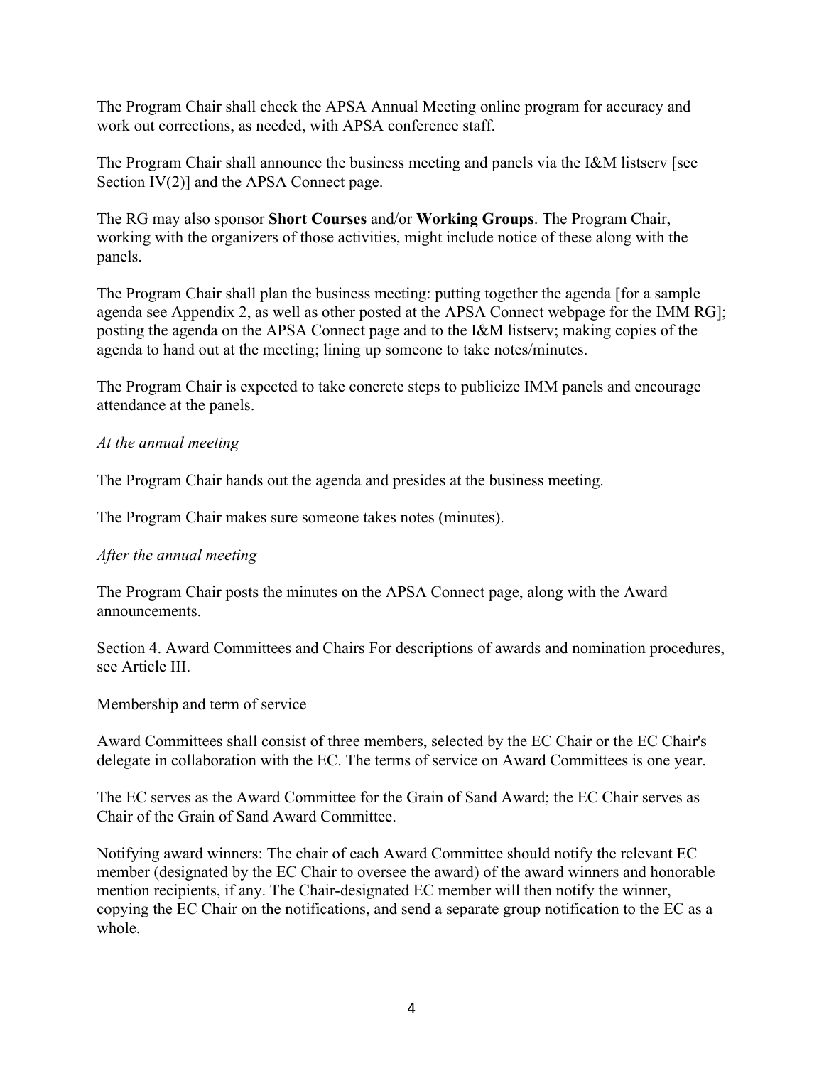The Program Chair shall check the APSA Annual Meeting online program for accuracy and work out corrections, as needed, with APSA conference staff.

The Program Chair shall announce the business meeting and panels via the I&M listserv [see Section IV(2)] and the APSA Connect page.

The RG may also sponsor **Short Courses** and/or **Working Groups**. The Program Chair, working with the organizers of those activities, might include notice of these along with the panels.

The Program Chair shall plan the business meeting: putting together the agenda [for a sample agenda see Appendix 2, as well as other posted at the APSA Connect webpage for the IMM RG]; posting the agenda on the APSA Connect page and to the I&M listserv; making copies of the agenda to hand out at the meeting; lining up someone to take notes/minutes.

The Program Chair is expected to take concrete steps to publicize IMM panels and encourage attendance at the panels.

*At the annual meeting*

The Program Chair hands out the agenda and presides at the business meeting.

The Program Chair makes sure someone takes notes (minutes).

*After the annual meeting*

The Program Chair posts the minutes on the APSA Connect page, along with the Award announcements.

Section 4. Award Committees and Chairs For descriptions of awards and nomination procedures, see Article III.

Membership and term of service

Award Committees shall consist of three members, selected by the EC Chair or the EC Chair's delegate in collaboration with the EC. The terms of service on Award Committees is one year.

The EC serves as the Award Committee for the Grain of Sand Award; the EC Chair serves as Chair of the Grain of Sand Award Committee.

Notifying award winners: The chair of each Award Committee should notify the relevant EC member (designated by the EC Chair to oversee the award) of the award winners and honorable mention recipients, if any. The Chair-designated EC member will then notify the winner, copying the EC Chair on the notifications, and send a separate group notification to the EC as a whole.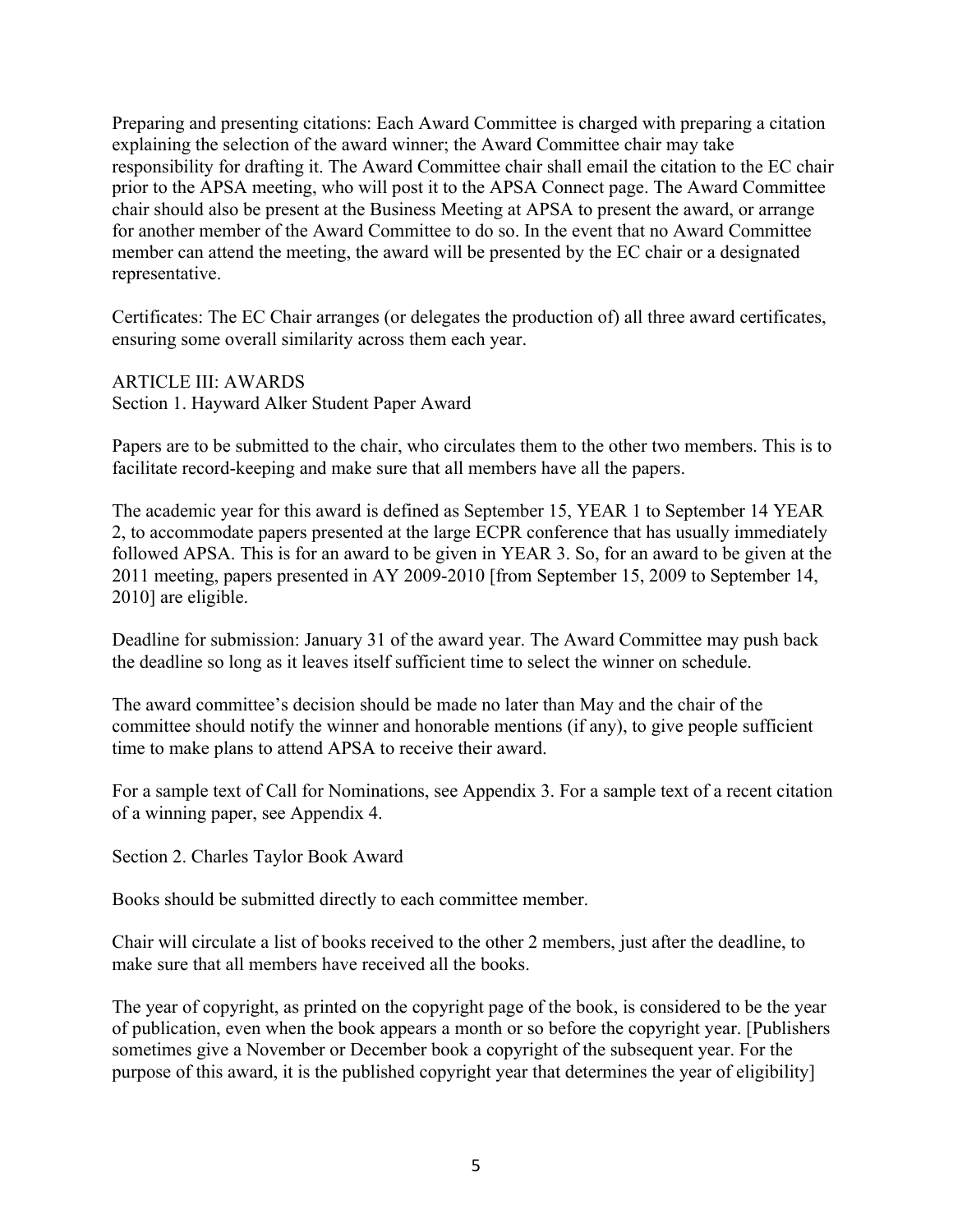Preparing and presenting citations: Each Award Committee is charged with preparing a citation explaining the selection of the award winner; the Award Committee chair may take responsibility for drafting it. The Award Committee chair shall email the citation to the EC chair prior to the APSA meeting, who will post it to the APSA Connect page. The Award Committee chair should also be present at the Business Meeting at APSA to present the award, or arrange for another member of the Award Committee to do so. In the event that no Award Committee member can attend the meeting, the award will be presented by the EC chair or a designated representative.

Certificates: The EC Chair arranges (or delegates the production of) all three award certificates, ensuring some overall similarity across them each year.

## ARTICLE III: AWARDS

### Section 1. Hayward Alker Student Paper Award

Papers are to be submitted to the chair, who circulates them to the other two members. This is to facilitate record-keeping and make sure that all members have all the papers.

The academic year for this award is defined as September 15, YEAR 1 to September 14 YEAR 2, to accommodate papers presented at the large ECPR conference that has usually immediately followed APSA. This is for an award to be given in YEAR 3. So, for an award to be given at the 2011 meeting, papers presented in AY 2009-2010 [from September 15, 2009 to September 14, 2010] are eligible.

Deadline for submission: January 31 of the award year. The Award Committee may push back the deadline so long as it leaves itself sufficient time to select the winner on schedule.

The award committee's decision should be made no later than May and the chair of the committee should notify the winner and honorable mentions (if any), to give people sufficient time to make plans to attend APSA to receive their award.

For a sample text of Call for Nominations, see Appendix 3. For a sample text of a recent citation of a winning paper, see Appendix 4.

### Section 2. Charles Taylor Book Award

Books should be submitted directly to each committee member.

Chair will circulate a list of books received to the other 2 members, just after the deadline, to make sure that all members have received all the books.

The year of copyright, as printed on the copyright page of the book, is considered to be the year of publication, even when the book appears a month or so before the copyright year. [Publishers sometimes give a November or December book a copyright of the subsequent year. For the purpose of this award, it is the published copyright year that determines the year of eligibility]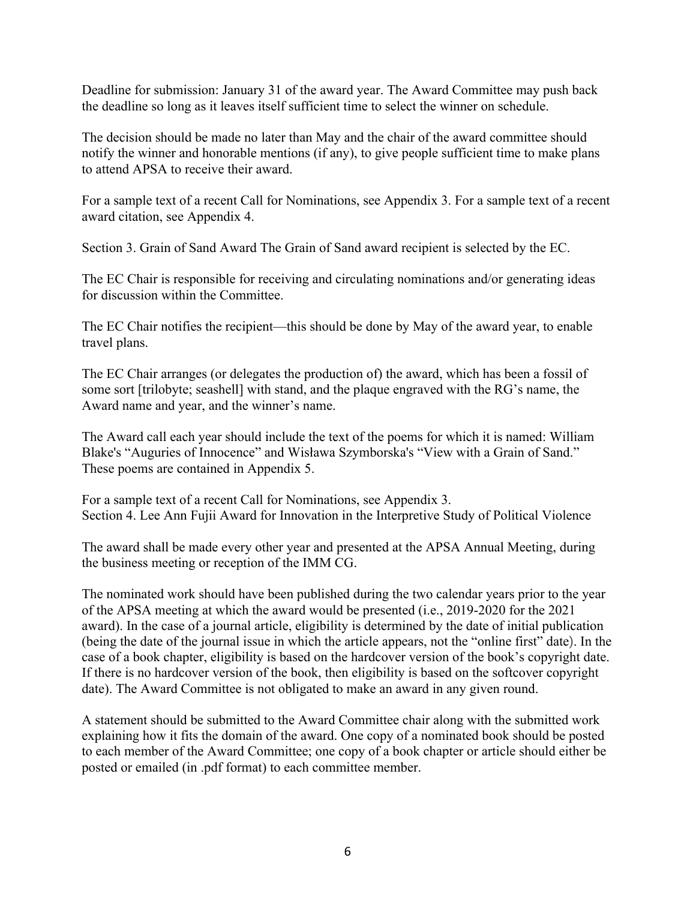Deadline for submission: January 31 of the award year. The Award Committee may push back the deadline so long as it leaves itself sufficient time to select the winner on schedule.

The decision should be made no later than May and the chair of the award committee should notify the winner and honorable mentions (if any), to give people sufficient time to make plans to attend APSA to receive their award.

For a sample text of a recent Call for Nominations, see Appendix 3. For a sample text of a recent award citation, see Appendix 4.

Section 3. Grain of Sand Award The Grain of Sand award recipient is selected by the EC.

The EC Chair is responsible for receiving and circulating nominations and/or generating ideas for discussion within the Committee.

The EC Chair notifies the recipient—this should be done by May of the award year, to enable travel plans.

The EC Chair arranges (or delegates the production of) the award, which has been a fossil of some sort [trilobyte; seashell] with stand, and the plaque engraved with the RG's name, the Award name and year, and the winner's name.

The Award call each year should include the text of the poems for which it is named: William Blake's "Auguries of Innocence" and Wisława Szymborska's "View with a Grain of Sand." These poems are contained in Appendix 5.

For a sample text of a recent Call for Nominations, see Appendix 3.

Section 4. Lee Ann Fujii Award for Innovation in the Interpretive Study of Political Violence

The award shall be made every other year and presented at the APSA Annual Meeting, during the business meeting or reception of the IMM CG.

The nominated work should have been published during the two calendar years prior to the year of the APSA meeting at which the award would be presented (i.e., 2019-2020 for the 2021 award). In the case of a journal article, eligibility is determined by the date of initial publication (being the date of the journal issue in which the article appears, not the "online first" date). In the case of a book chapter, eligibility is based on the hardcover version of the book's copyright date. If there is no hardcover version of the book, then eligibility is based on the softcover copyright date). The Award Committee is not obligated to make an award in any given round.

A statement should be submitted to the Award Committee chair along with the submitted work explaining how it fits the domain of the award. One copy of a nominated book should be posted to each member of the Award Committee; one copy of a book chapter or article should either be posted or emailed (in .pdf format) to each committee member.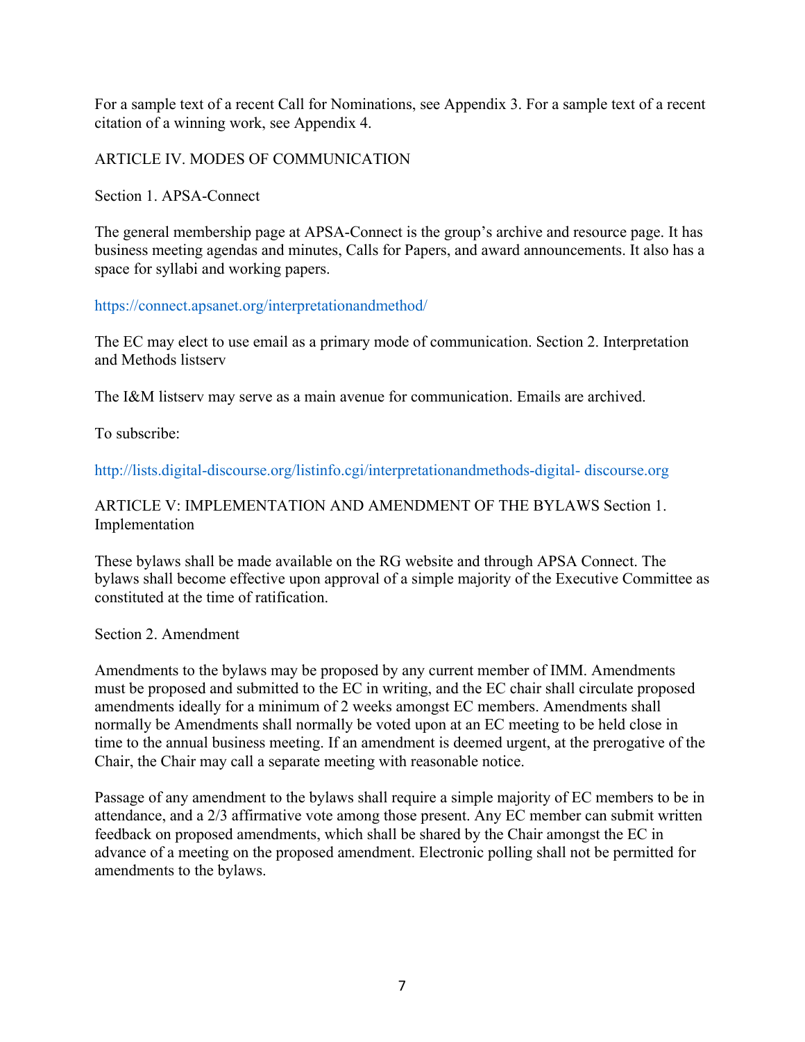For a sample text of a recent Call for Nominations, see Appendix 3. For a sample text of a recent citation of a winning work, see Appendix 4.

## ARTICLE IV. MODES OF COMMUNICATION

### Section 1. APSA-Connect

The general membership page at APSA-Connect is the group's archive and resource page. It has business meeting agendas and minutes, Calls for Papers, and award announcements. It also has a space for syllabi and working papers.

https://connect.apsanet.org/interpretationandmethod/

The EC may elect to use email as a primary mode of communication.

### Section 2. Interpretation and Methods listserv

The I&M listserv may serve as a main avenue for communication. Emails are archived.

To subscribe:

http://lists.digital-discourse.org/listinfo.cgi/interpretationandmethods-digital- discourse.org

## ARTICLE V: IMPLEMENTATION AND AMENDMENT OF THE BYLAWS

### Section 1. Implementation

These bylaws shall be made available on the RG website and through APSA Connect. The bylaws shall become effective upon approval of a simple majority of the Executive Committee as constituted at the time of ratification.

### Section 2. Amendment

Amendments to the bylaws may be proposed by any current member of IMM. Amendments must be proposed and submitted to the EC in writing, and the EC chair shall circulate proposed amendments ideally for a minimum of 2 weeks amongst EC members. Amendments shall normally be Amendments shall normally be voted upon at an EC meeting to be held close in time to the annual business meeting. If an amendment is deemed urgent, at the prerogative of the Chair, the Chair may call a separate meeting with reasonable notice.

Passage of any amendment to the bylaws shall require a simple majority of EC members to be in attendance, and a 2/3 affirmative vote among those present. Any EC member can submit written feedback on proposed amendments, which shall be shared by the Chair amongst the EC in advance of a meeting on the proposed amendment. Electronic polling shall not be permitted for amendments to the bylaws.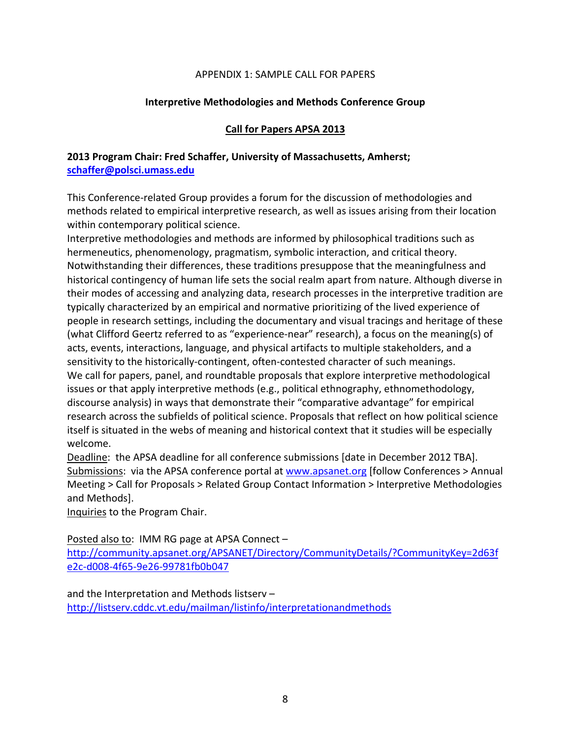APPENDIX 1: SAMPLE CALL FOR PAPERS

**Interpretive Methodologies and Methods Conference Group**

**Call for Papers APSA 2013**

**2013 Program Chair: Fred Schaffer, University of Massachusetts, Amherst; schaffer@polsci.umass.edu**

This Conference-related Group provides a forum for the discussion of methodologies and methods related to empirical interpretive research, as well as issues arising from their location within contemporary political science.

Interpretive methodologies and methods are informed by philosophical traditions such as hermeneutics, phenomenology, pragmatism, symbolic interaction, and critical theory. Notwithstanding their differences, these traditions presuppose that the meaningfulness and historical contingency of human life sets the social realm apart from nature. Although diverse in their modes of accessing and analyzing data, research processes in the interpretive tradition are typically characterized by an empirical and normative prioritizing of the lived experience of people in research settings, including the documentary and visual tracings and heritage of these (what Clifford Geertz referred to as "experience-near" research), a focus on the meaning(s) of acts, events, interactions, language, and physical artifacts to multiple stakeholders, and a sensitivity to the historically-contingent, often-contested character of such meanings.

We call for papers, panel, and roundtable proposals that explore interpretive methodological issues or that apply interpretive methods (e.g., political ethnography, ethnomethodology, discourse analysis) in ways that demonstrate their "comparative advantage" for empirical research across the subfields of political science. Proposals that reflect on how political science itself is situated in the webs of meaning and historical context that it studies will be especially welcome.

Deadline: the APSA deadline for all conference submissions [date in December 2012 TBA].

Submissions: via the APSA conference portal at www.apsanet.org [follow Conferences > Annual Meeting > Call for Proposals > Related Group Contact Information > Interpretive Methodologies and Methods].

Inquiries to the Program Chair.

Posted also to: IMM RG page at APSA Connect – http://community.apsanet.org/APSANET/Directory/CommunityDetails/?CommunityKey=2d63fe2c-d008-4f65-9e26-99781fb0b047

and the Interpretation and Methods listserv – http://listserv.cddc.vt.edu/mailman/listinfo/interpretationandmethods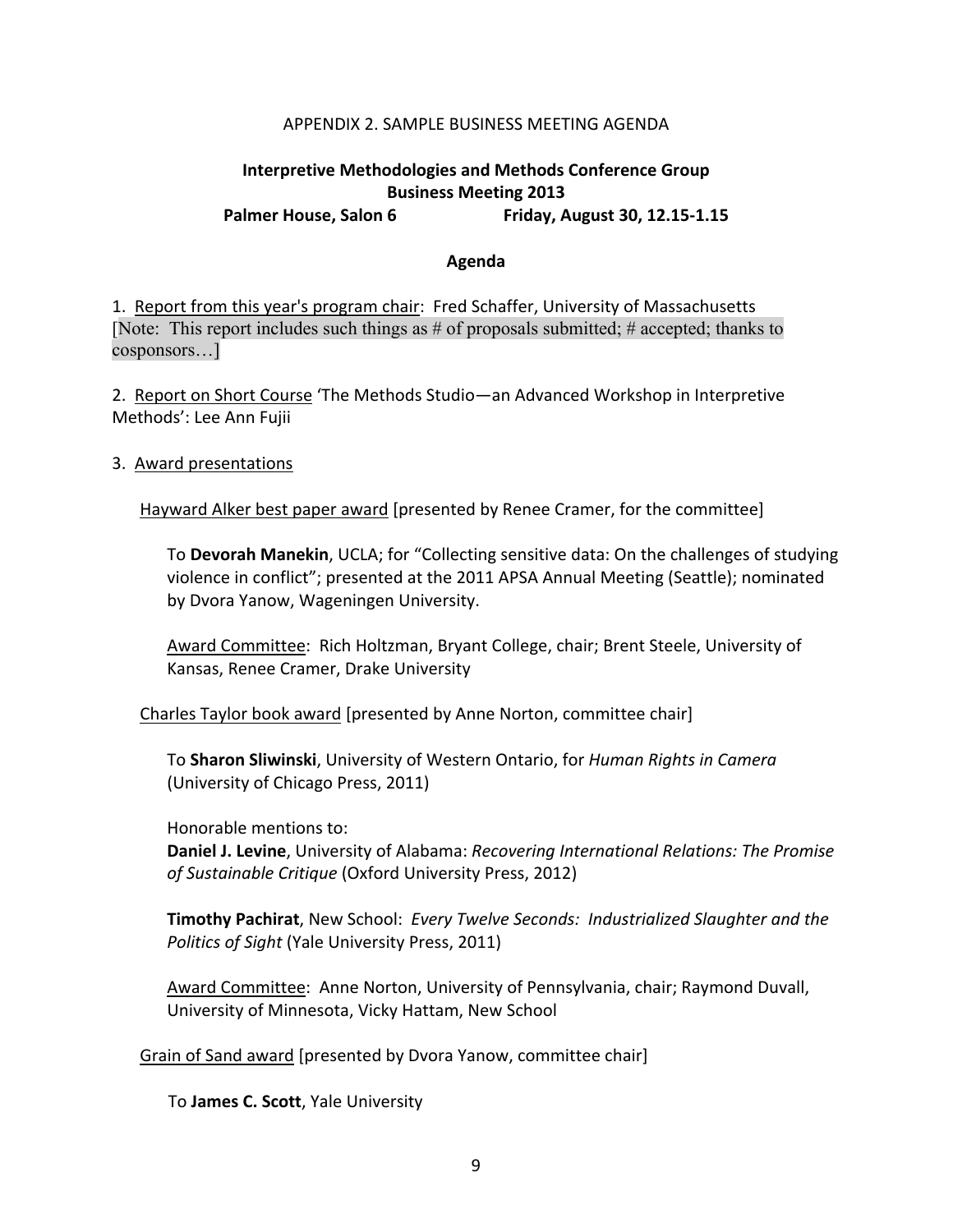APPENDIX 2. SAMPLE BUSINESS MEETING AGENDA

**Interpretive Methodologies and Methods Conference Group**
**Business Meeting 2013**
**Palmer House, Salon 6 Friday, August 30, 12.15-1.15**

**Agenda**

1. Report from this year's program chair: Fred Schaffer, University of Massachusetts
[Note: This report includes such things as # of proposals submitted; # accepted; thanks to cosponsors…]

2. Report on Short Course 'The Methods Studio—an Advanced Workshop in Interpretive Methods': Lee Ann Fujii

3. Award presentations

Hayward Alker best paper award [presented by Renee Cramer, for the committee]

To **Devorah Manekin**, UCLA; for "Collecting sensitive data: On the challenges of studying violence in conflict"; presented at the 2011 APSA Annual Meeting (Seattle); nominated by Dvora Yanow, Wageningen University.

Award Committee: Rich Holtzman, Bryant College, chair; Brent Steele, University of Kansas, Renee Cramer, Drake University

Charles Taylor book award [presented by Anne Norton, committee chair]

To **Sharon Sliwinski**, University of Western Ontario, for *Human Rights in Camera* (University of Chicago Press, 2011)

Honorable mentions to:
**Daniel J. Levine**, University of Alabama: *Recovering International Relations: The Promise of Sustainable Critique* (Oxford University Press, 2012)

**Timothy Pachirat**, New School: *Every Twelve Seconds: Industrialized Slaughter and the Politics of Sight* (Yale University Press, 2011)

Award Committee: Anne Norton, University of Pennsylvania, chair; Raymond Duvall, University of Minnesota, Vicky Hattam, New School

Grain of Sand award [presented by Dvora Yanow, committee chair]

To **James C. Scott**, Yale University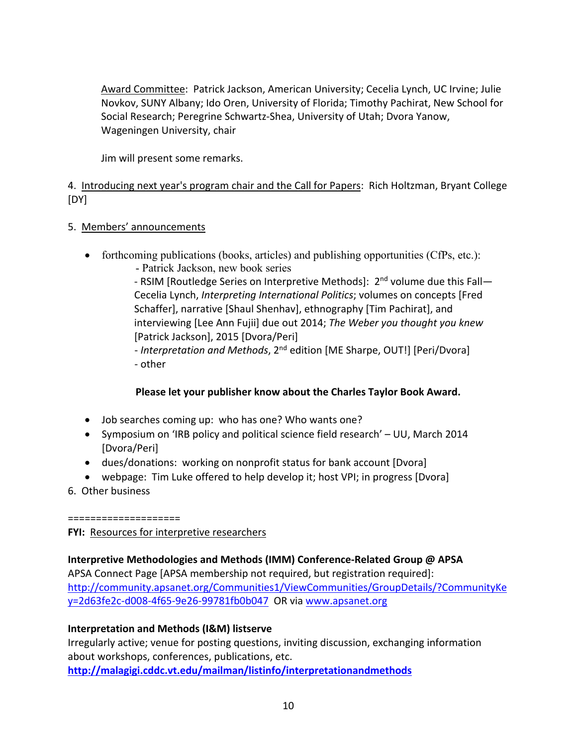Award Committee: Patrick Jackson, American University; Cecelia Lynch, UC Irvine; Julie Novkov, SUNY Albany; Ido Oren, University of Florida; Timothy Pachirat, New School for Social Research; Peregrine Schwartz-Shea, University of Utah; Dvora Yanow, Wageningen University, chair

Jim will present some remarks.

4. Introducing next year's program chair and the Call for Papers: Rich Holtzman, Bryant College [DY]

5. Members' announcements

- forthcoming publications (books, articles) and publishing opportunities (CfPs, etc.):
  - Patrick Jackson, new book series
  - RSIM [Routledge Series on Interpretive Methods]: 2nd volume due this Fall—Cecelia Lynch, *Interpreting International Politics*; volumes on concepts [Fred Schaffer], narrative [Shaul Shenhav], ethnography [Tim Pachirat], and interviewing [Lee Ann Fujii] due out 2014; *The Weber you thought you knew* [Patrick Jackson], 2015 [Dvora/Peri]
  - *Interpretation and Methods*, 2nd edition [ME Sharpe, OUT!] [Peri/Dvora]
  - other

**Please let your publisher know about the Charles Taylor Book Award.**

- Job searches coming up: who has one? Who wants one?
- Symposium on 'IRB policy and political science field research' – UU, March 2014 [Dvora/Peri]
- dues/donations: working on nonprofit status for bank account [Dvora]
- webpage: Tim Luke offered to help develop it; host VPI; in progress [Dvora]

6. Other business

====================

**FYI:** Resources for interpretive researchers

**Interpretive Methodologies and Methods (IMM) Conference-Related Group @ APSA**
APSA Connect Page [APSA membership not required, but registration required]: http://community.apsanet.org/Communities1/ViewCommunities/GroupDetails/?CommunityKey=2d63fe2c-d008-4f65-9e26-99781fb0b047 OR via www.apsanet.org

**Interpretation and Methods (I&M) listserve**
Irregularly active; venue for posting questions, inviting discussion, exchanging information about workshops, conferences, publications, etc.
**http://malagigi.cddc.vt.edu/mailman/listinfo/interpretationandmethods**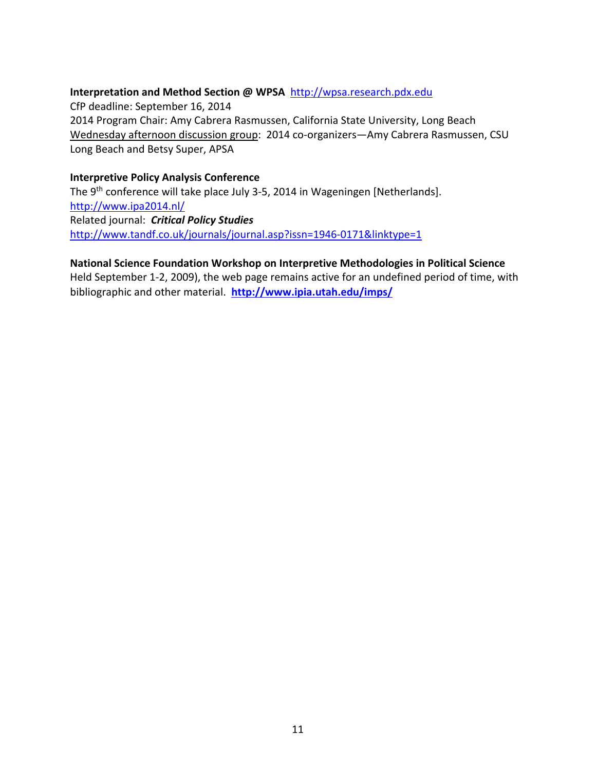**Interpretation and Method Section @ WPSA** http://wpsa.research.pdx.edu
CfP deadline: September 16, 2014
2014 Program Chair: Amy Cabrera Rasmussen, California State University, Long Beach
Wednesday afternoon discussion group: 2014 co-organizers—Amy Cabrera Rasmussen, CSU Long Beach and Betsy Super, APSA

**Interpretive Policy Analysis Conference**
The 9th conference will take place July 3-5, 2014 in Wageningen [Netherlands].
http://www.ipa2014.nl/
Related journal: ***Critical Policy Studies***
http://www.tandf.co.uk/journals/journal.asp?issn=1946-0171&linktype=1

**National Science Foundation Workshop on Interpretive Methodologies in Political Science**
Held September 1-2, 2009), the web page remains active for an undefined period of time, with bibliographic and other material. **http://www.ipia.utah.edu/imps/**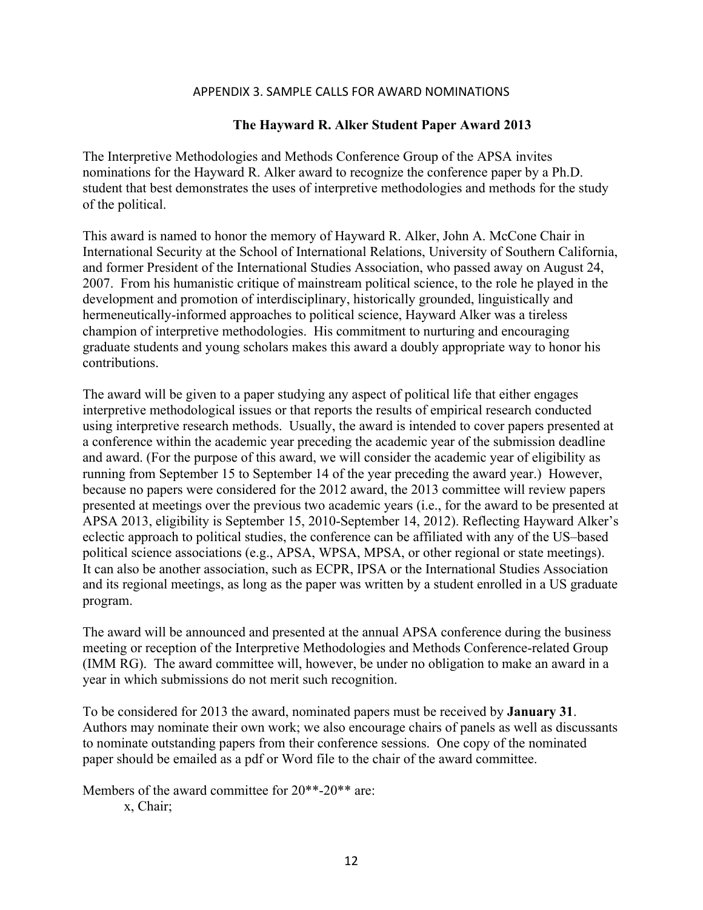## APPENDIX 3. SAMPLE CALLS FOR AWARD NOMINATIONS

### The Hayward R. Alker Student Paper Award 2013

The Interpretive Methodologies and Methods Conference Group of the APSA invites nominations for the Hayward R. Alker award to recognize the conference paper by a Ph.D. student that best demonstrates the uses of interpretive methodologies and methods for the study of the political.

This award is named to honor the memory of Hayward R. Alker, John A. McCone Chair in International Security at the School of International Relations, University of Southern California, and former President of the International Studies Association, who passed away on August 24, 2007. From his humanistic critique of mainstream political science, to the role he played in the development and promotion of interdisciplinary, historically grounded, linguistically and hermeneutically-informed approaches to political science, Hayward Alker was a tireless champion of interpretive methodologies. His commitment to nurturing and encouraging graduate students and young scholars makes this award a doubly appropriate way to honor his contributions.

The award will be given to a paper studying any aspect of political life that either engages interpretive methodological issues or that reports the results of empirical research conducted using interpretive research methods. Usually, the award is intended to cover papers presented at a conference within the academic year preceding the academic year of the submission deadline and award. (For the purpose of this award, we will consider the academic year of eligibility as running from September 15 to September 14 of the year preceding the award year.) However, because no papers were considered for the 2012 award, the 2013 committee will review papers presented at meetings over the previous two academic years (i.e., for the award to be presented at APSA 2013, eligibility is September 15, 2010-September 14, 2012). Reflecting Hayward Alker's eclectic approach to political studies, the conference can be affiliated with any of the US–based political science associations (e.g., APSA, WPSA, MPSA, or other regional or state meetings). It can also be another association, such as ECPR, IPSA or the International Studies Association and its regional meetings, as long as the paper was written by a student enrolled in a US graduate program.

The award will be announced and presented at the annual APSA conference during the business meeting or reception of the Interpretive Methodologies and Methods Conference-related Group (IMM RG). The award committee will, however, be under no obligation to make an award in a year in which submissions do not merit such recognition.

To be considered for 2013 the award, nominated papers must be received by **January 31**. Authors may nominate their own work; we also encourage chairs of panels as well as discussants to nominate outstanding papers from their conference sessions. One copy of the nominated paper should be emailed as a pdf or Word file to the chair of the award committee.

Members of the award committee for 20**-20** are:

x, Chair;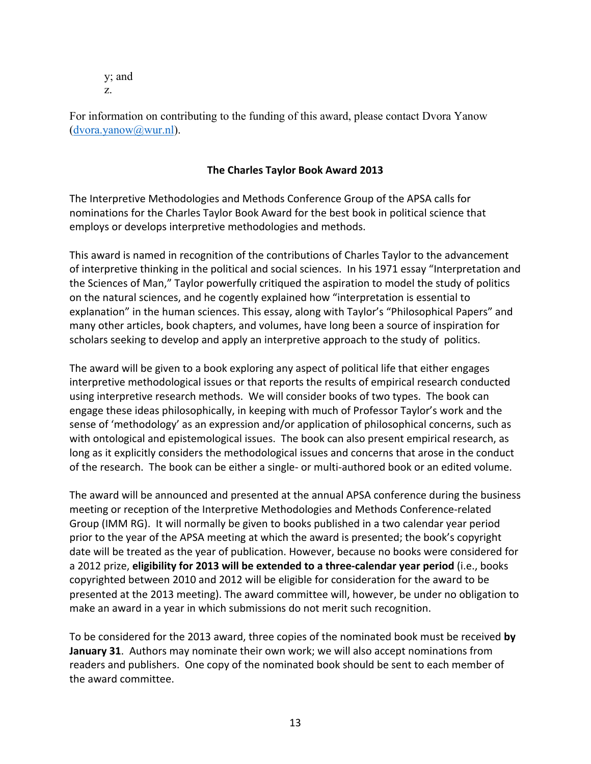y; and

z.

For information on contributing to the funding of this award, please contact Dvora Yanow (dvora.yanow@wur.nl).

### The Charles Taylor Book Award 2013

The Interpretive Methodologies and Methods Conference Group of the APSA calls for nominations for the Charles Taylor Book Award for the best book in political science that employs or develops interpretive methodologies and methods.

This award is named in recognition of the contributions of Charles Taylor to the advancement of interpretive thinking in the political and social sciences. In his 1971 essay "Interpretation and the Sciences of Man," Taylor powerfully critiqued the aspiration to model the study of politics on the natural sciences, and he cogently explained how "interpretation is essential to explanation" in the human sciences. This essay, along with Taylor's "Philosophical Papers" and many other articles, book chapters, and volumes, have long been a source of inspiration for scholars seeking to develop and apply an interpretive approach to the study of politics.

The award will be given to a book exploring any aspect of political life that either engages interpretive methodological issues or that reports the results of empirical research conducted using interpretive research methods. We will consider books of two types. The book can engage these ideas philosophically, in keeping with much of Professor Taylor's work and the sense of 'methodology' as an expression and/or application of philosophical concerns, such as with ontological and epistemological issues. The book can also present empirical research, as long as it explicitly considers the methodological issues and concerns that arose in the conduct of the research. The book can be either a single- or multi-authored book or an edited volume.

The award will be announced and presented at the annual APSA conference during the business meeting or reception of the Interpretive Methodologies and Methods Conference-related Group (IMM RG). It will normally be given to books published in a two calendar year period prior to the year of the APSA meeting at which the award is presented; the book's copyright date will be treated as the year of publication. However, because no books were considered for a 2012 prize, **eligibility for 2013 will be extended to a three-calendar year period** (i.e., books copyrighted between 2010 and 2012 will be eligible for consideration for the award to be presented at the 2013 meeting). The award committee will, however, be under no obligation to make an award in a year in which submissions do not merit such recognition.

To be considered for the 2013 award, three copies of the nominated book must be received **by January 31**. Authors may nominate their own work; we will also accept nominations from readers and publishers. One copy of the nominated book should be sent to each member of the award committee.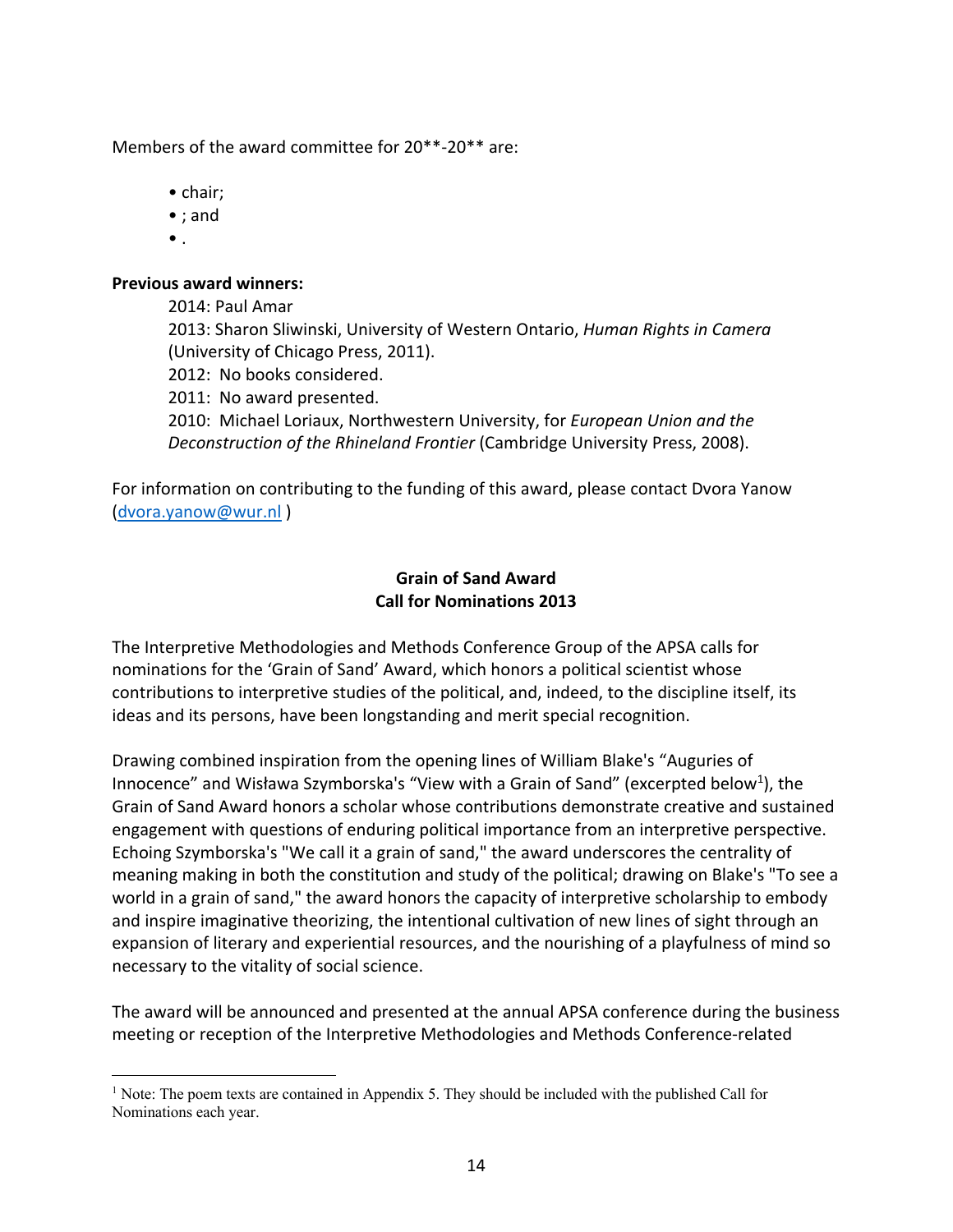Members of the award committee for 20**-20** are:

- chair;
- ; and
- .

**Previous award winners:**

2014: Paul Amar
2013: Sharon Sliwinski, University of Western Ontario, *Human Rights in Camera* (University of Chicago Press, 2011).
2012: No books considered.
2011: No award presented.
2010: Michael Loriaux, Northwestern University, for *European Union and the Deconstruction of the Rhineland Frontier* (Cambridge University Press, 2008).

For information on contributing to the funding of this award, please contact Dvora Yanow (dvora.yanow@wur.nl )

**Grain of Sand Award**
**Call for Nominations 2013**

The Interpretive Methodologies and Methods Conference Group of the APSA calls for nominations for the 'Grain of Sand' Award, which honors a political scientist whose contributions to interpretive studies of the political, and, indeed, to the discipline itself, its ideas and its persons, have been longstanding and merit special recognition.

Drawing combined inspiration from the opening lines of William Blake's "Auguries of Innocence" and Wisława Szymborska's "View with a Grain of Sand" (excerpted below[1]), the Grain of Sand Award honors a scholar whose contributions demonstrate creative and sustained engagement with questions of enduring political importance from an interpretive perspective. Echoing Szymborska's "We call it a grain of sand," the award underscores the centrality of meaning making in both the constitution and study of the political; drawing on Blake's "To see a world in a grain of sand," the award honors the capacity of interpretive scholarship to embody and inspire imaginative theorizing, the intentional cultivation of new lines of sight through an expansion of literary and experiential resources, and the nourishing of a playfulness of mind so necessary to the vitality of social science.

The award will be announced and presented at the annual APSA conference during the business meeting or reception of the Interpretive Methodologies and Methods Conference-related

[1] Note: The poem texts are contained in Appendix 5. They should be included with the published Call for Nominations each year.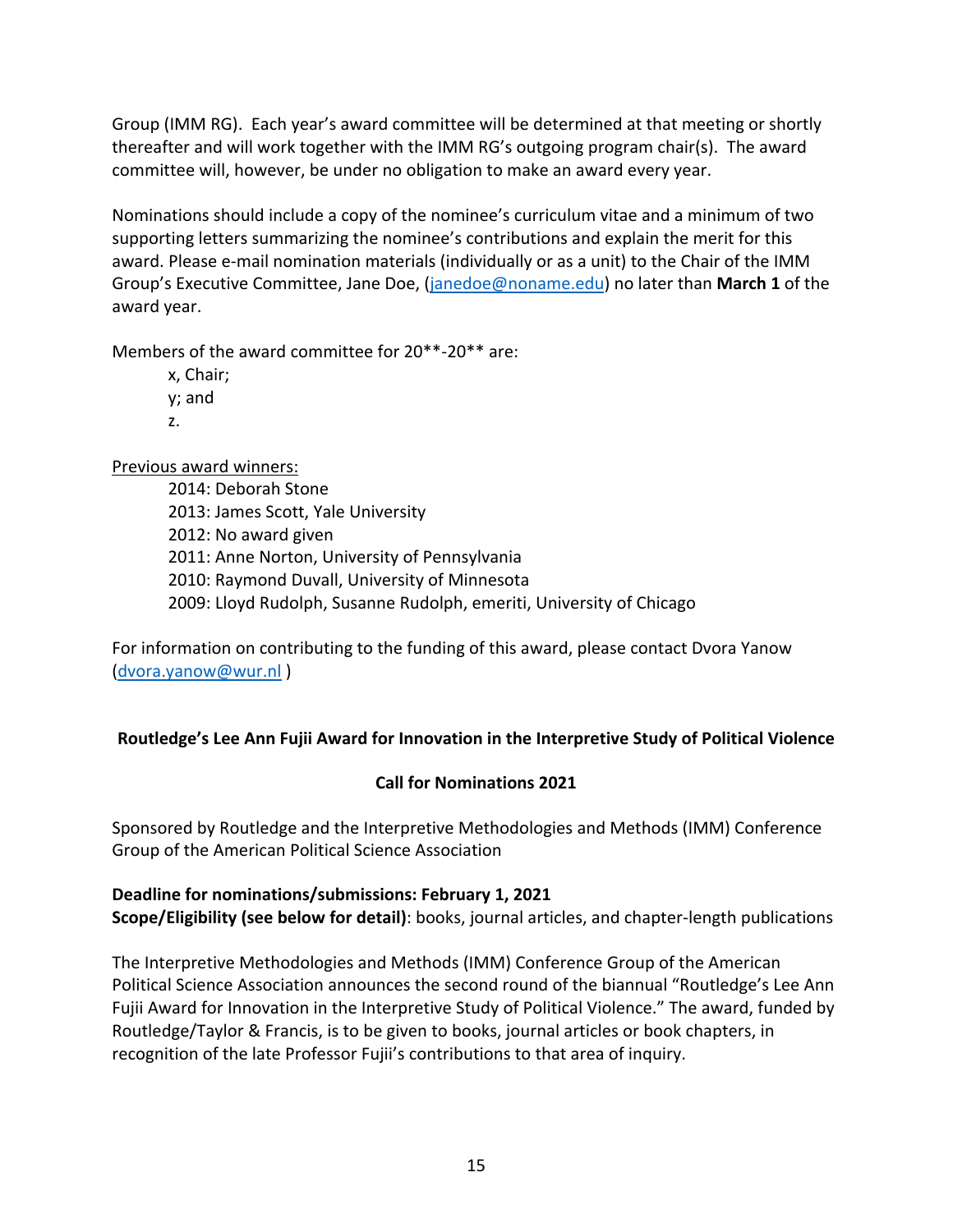Group (IMM RG). Each year's award committee will be determined at that meeting or shortly thereafter and will work together with the IMM RG's outgoing program chair(s). The award committee will, however, be under no obligation to make an award every year.

Nominations should include a copy of the nominee's curriculum vitae and a minimum of two supporting letters summarizing the nominee's contributions and explain the merit for this award. Please e-mail nomination materials (individually or as a unit) to the Chair of the IMM Group's Executive Committee, Jane Doe, (janedoe@noname.edu) no later than **March 1** of the award year.

Members of the award committee for 20**-20** are:

> x, Chair;
> y; and
> z.

<u>Previous award winners:</u>

> 2014: Deborah Stone
> 2013: James Scott, Yale University
> 2012: No award given
> 2011: Anne Norton, University of Pennsylvania
> 2010: Raymond Duvall, University of Minnesota
> 2009: Lloyd Rudolph, Susanne Rudolph, emeriti, University of Chicago

For information on contributing to the funding of this award, please contact Dvora Yanow (dvora.yanow@wur.nl )

## Routledge's Lee Ann Fujii Award for Innovation in the Interpretive Study of Political Violence

### Call for Nominations 2021

Sponsored by Routledge and the Interpretive Methodologies and Methods (IMM) Conference Group of the American Political Science Association

**Deadline for nominations/submissions: February 1, 2021**
**Scope/Eligibility (see below for detail)**: books, journal articles, and chapter-length publications

The Interpretive Methodologies and Methods (IMM) Conference Group of the American Political Science Association announces the second round of the biannual "Routledge's Lee Ann Fujii Award for Innovation in the Interpretive Study of Political Violence." The award, funded by Routledge/Taylor & Francis, is to be given to books, journal articles or book chapters, in recognition of the late Professor Fujii's contributions to that area of inquiry.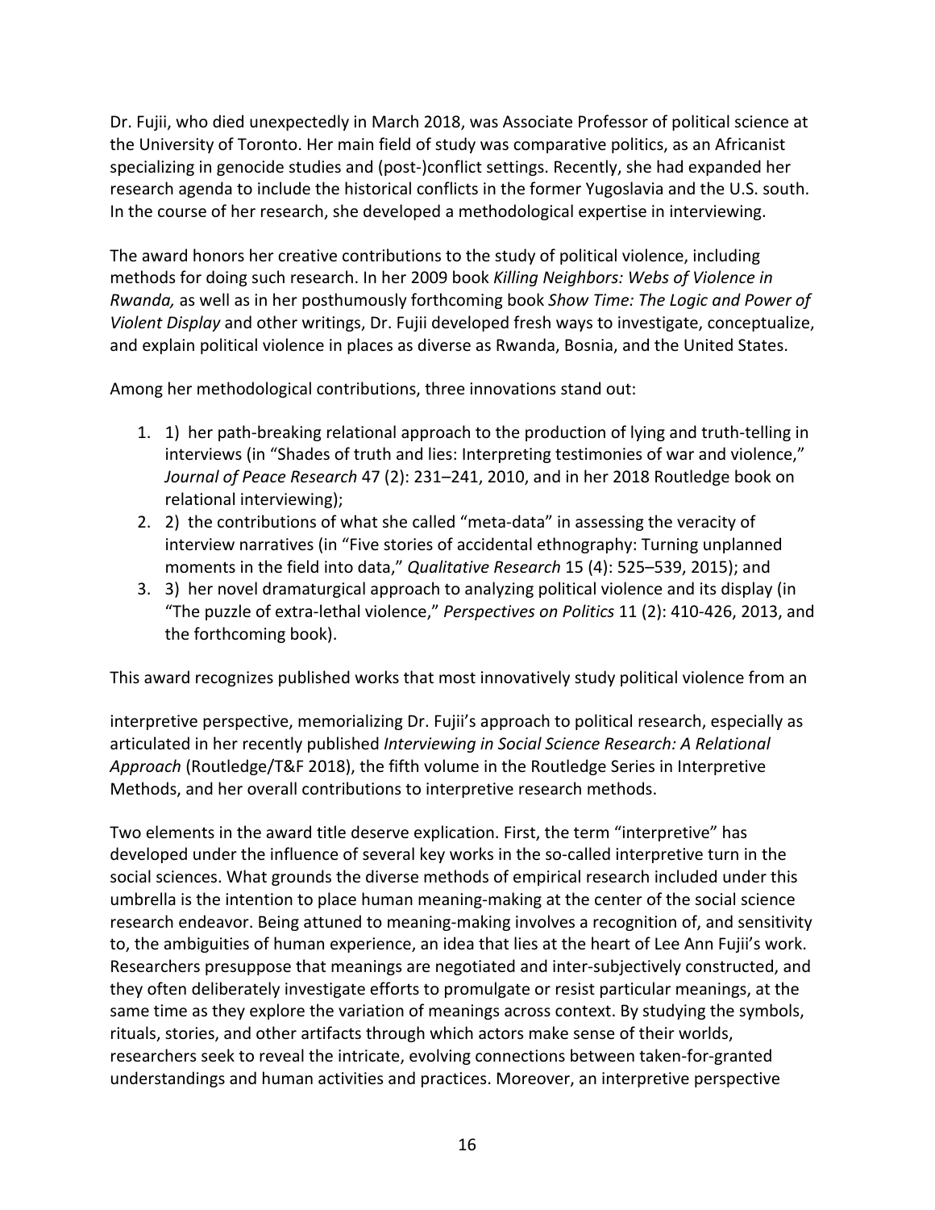Dr. Fujii, who died unexpectedly in March 2018, was Associate Professor of political science at the University of Toronto. Her main field of study was comparative politics, as an Africanist specializing in genocide studies and (post-)conflict settings. Recently, she had expanded her research agenda to include the historical conflicts in the former Yugoslavia and the U.S. south. In the course of her research, she developed a methodological expertise in interviewing.

The award honors her creative contributions to the study of political violence, including methods for doing such research. In her 2009 book *Killing Neighbors: Webs of Violence in Rwanda,* as well as in her posthumously forthcoming book *Show Time: The Logic and Power of Violent Display* and other writings, Dr. Fujii developed fresh ways to investigate, conceptualize, and explain political violence in places as diverse as Rwanda, Bosnia, and the United States.

Among her methodological contributions, three innovations stand out:

1. 1) her path-breaking relational approach to the production of lying and truth-telling in interviews (in "Shades of truth and lies: Interpreting testimonies of war and violence," *Journal of Peace Research* 47 (2): 231–241, 2010, and in her 2018 Routledge book on relational interviewing);
2. 2) the contributions of what she called "meta-data" in assessing the veracity of interview narratives (in "Five stories of accidental ethnography: Turning unplanned moments in the field into data," *Qualitative Research* 15 (4): 525–539, 2015); and
3. 3) her novel dramaturgical approach to analyzing political violence and its display (in "The puzzle of extra-lethal violence," *Perspectives on Politics* 11 (2): 410-426, 2013, and the forthcoming book).

This award recognizes published works that most innovatively study political violence from an interpretive perspective, memorializing Dr. Fujii's approach to political research, especially as articulated in her recently published *Interviewing in Social Science Research: A Relational Approach* (Routledge/T&F 2018), the fifth volume in the Routledge Series in Interpretive Methods, and her overall contributions to interpretive research methods.

Two elements in the award title deserve explication. First, the term "interpretive" has developed under the influence of several key works in the so-called interpretive turn in the social sciences. What grounds the diverse methods of empirical research included under this umbrella is the intention to place human meaning-making at the center of the social science research endeavor. Being attuned to meaning-making involves a recognition of, and sensitivity to, the ambiguities of human experience, an idea that lies at the heart of Lee Ann Fujii's work. Researchers presuppose that meanings are negotiated and inter-subjectively constructed, and they often deliberately investigate efforts to promulgate or resist particular meanings, at the same time as they explore the variation of meanings across context. By studying the symbols, rituals, stories, and other artifacts through which actors make sense of their worlds, researchers seek to reveal the intricate, evolving connections between taken-for-granted understandings and human activities and practices. Moreover, an interpretive perspective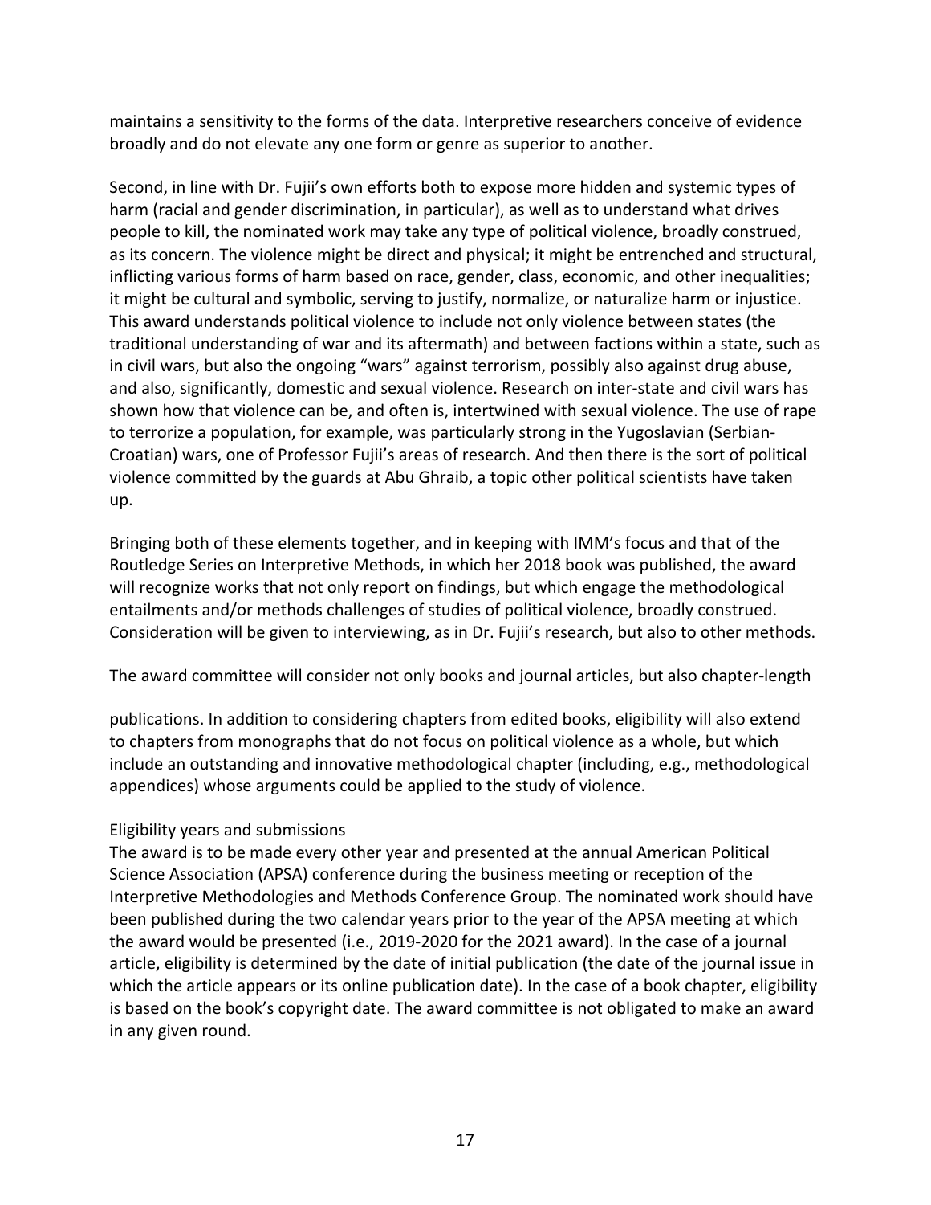maintains a sensitivity to the forms of the data. Interpretive researchers conceive of evidence broadly and do not elevate any one form or genre as superior to another.

Second, in line with Dr. Fujii's own efforts both to expose more hidden and systemic types of harm (racial and gender discrimination, in particular), as well as to understand what drives people to kill, the nominated work may take any type of political violence, broadly construed, as its concern. The violence might be direct and physical; it might be entrenched and structural, inflicting various forms of harm based on race, gender, class, economic, and other inequalities; it might be cultural and symbolic, serving to justify, normalize, or naturalize harm or injustice. This award understands political violence to include not only violence between states (the traditional understanding of war and its aftermath) and between factions within a state, such as in civil wars, but also the ongoing "wars" against terrorism, possibly also against drug abuse, and also, significantly, domestic and sexual violence. Research on inter-state and civil wars has shown how that violence can be, and often is, intertwined with sexual violence. The use of rape to terrorize a population, for example, was particularly strong in the Yugoslavian (Serbian-Croatian) wars, one of Professor Fujii's areas of research. And then there is the sort of political violence committed by the guards at Abu Ghraib, a topic other political scientists have taken up.

Bringing both of these elements together, and in keeping with IMM's focus and that of the Routledge Series on Interpretive Methods, in which her 2018 book was published, the award will recognize works that not only report on findings, but which engage the methodological entailments and/or methods challenges of studies of political violence, broadly construed. Consideration will be given to interviewing, as in Dr. Fujii's research, but also to other methods.

The award committee will consider not only books and journal articles, but also chapter-length publications. In addition to considering chapters from edited books, eligibility will also extend to chapters from monographs that do not focus on political violence as a whole, but which include an outstanding and innovative methodological chapter (including, e.g., methodological appendices) whose arguments could be applied to the study of violence.

Eligibility years and submissions

The award is to be made every other year and presented at the annual American Political Science Association (APSA) conference during the business meeting or reception of the Interpretive Methodologies and Methods Conference Group. The nominated work should have been published during the two calendar years prior to the year of the APSA meeting at which the award would be presented (i.e., 2019-2020 for the 2021 award). In the case of a journal article, eligibility is determined by the date of initial publication (the date of the journal issue in which the article appears or its online publication date). In the case of a book chapter, eligibility is based on the book's copyright date. The award committee is not obligated to make an award in any given round.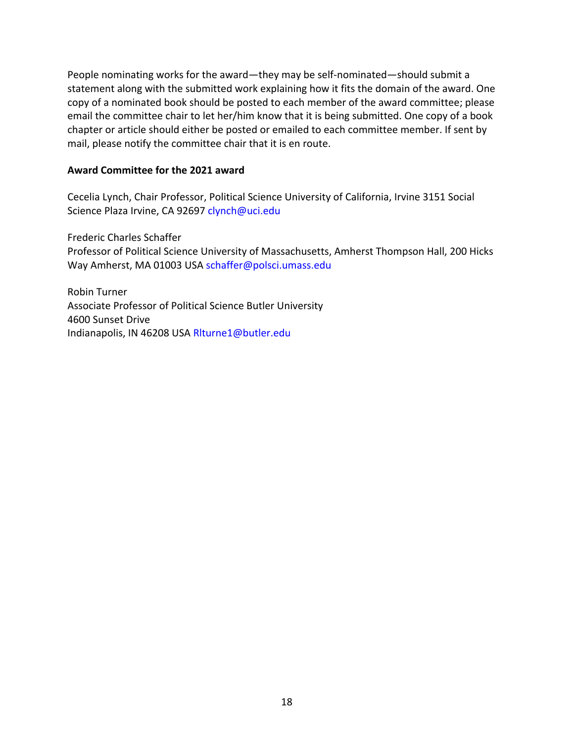People nominating works for the award—they may be self-nominated—should submit a statement along with the submitted work explaining how it fits the domain of the award. One copy of a nominated book should be posted to each member of the award committee; please email the committee chair to let her/him know that it is being submitted. One copy of a book chapter or article should either be posted or emailed to each committee member. If sent by mail, please notify the committee chair that it is en route.

**Award Committee for the 2021 award**

Cecelia Lynch, Chair Professor, Political Science University of California, Irvine 3151 Social Science Plaza Irvine, CA 92697 clynch@uci.edu

Frederic Charles Schaffer
Professor of Political Science University of Massachusetts, Amherst Thompson Hall, 200 Hicks Way Amherst, MA 01003 USA schaffer@polsci.umass.edu

Robin Turner
Associate Professor of Political Science Butler University
4600 Sunset Drive
Indianapolis, IN 46208 USA Rlturne1@butler.edu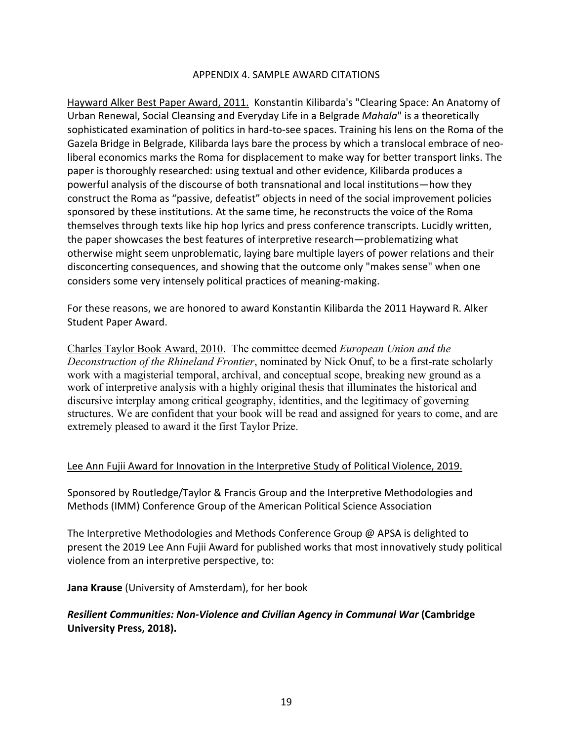# APPENDIX 4. SAMPLE AWARD CITATIONS

Hayward Alker Best Paper Award, 2011. Konstantin Kilibarda's "Clearing Space: An Anatomy of Urban Renewal, Social Cleansing and Everyday Life in a Belgrade *Mahala*" is a theoretically sophisticated examination of politics in hard-to-see spaces. Training his lens on the Roma of the Gazela Bridge in Belgrade, Kilibarda lays bare the process by which a translocal embrace of neo-liberal economics marks the Roma for displacement to make way for better transport links. The paper is thoroughly researched: using textual and other evidence, Kilibarda produces a powerful analysis of the discourse of both transnational and local institutions—how they construct the Roma as "passive, defeatist" objects in need of the social improvement policies sponsored by these institutions. At the same time, he reconstructs the voice of the Roma themselves through texts like hip hop lyrics and press conference transcripts. Lucidly written, the paper showcases the best features of interpretive research—problematizing what otherwise might seem unproblematic, laying bare multiple layers of power relations and their disconcerting consequences, and showing that the outcome only "makes sense" when one considers some very intensely political practices of meaning-making.

For these reasons, we are honored to award Konstantin Kilibarda the 2011 Hayward R. Alker Student Paper Award.

Charles Taylor Book Award, 2010. The committee deemed *European Union and the Deconstruction of the Rhineland Frontier*, nominated by Nick Onuf, to be a first-rate scholarly work with a magisterial temporal, archival, and conceptual scope, breaking new ground as a work of interpretive analysis with a highly original thesis that illuminates the historical and discursive interplay among critical geography, identities, and the legitimacy of governing structures. We are confident that your book will be read and assigned for years to come, and are extremely pleased to award it the first Taylor Prize.

Lee Ann Fujii Award for Innovation in the Interpretive Study of Political Violence, 2019.

Sponsored by Routledge/Taylor & Francis Group and the Interpretive Methodologies and Methods (IMM) Conference Group of the American Political Science Association

The Interpretive Methodologies and Methods Conference Group @ APSA is delighted to present the 2019 Lee Ann Fujii Award for published works that most innovatively study political violence from an interpretive perspective, to:

**Jana Krause** (University of Amsterdam), for her book

***Resilient Communities: Non-Violence and Civilian Agency in Communal War* (Cambridge University Press, 2018).**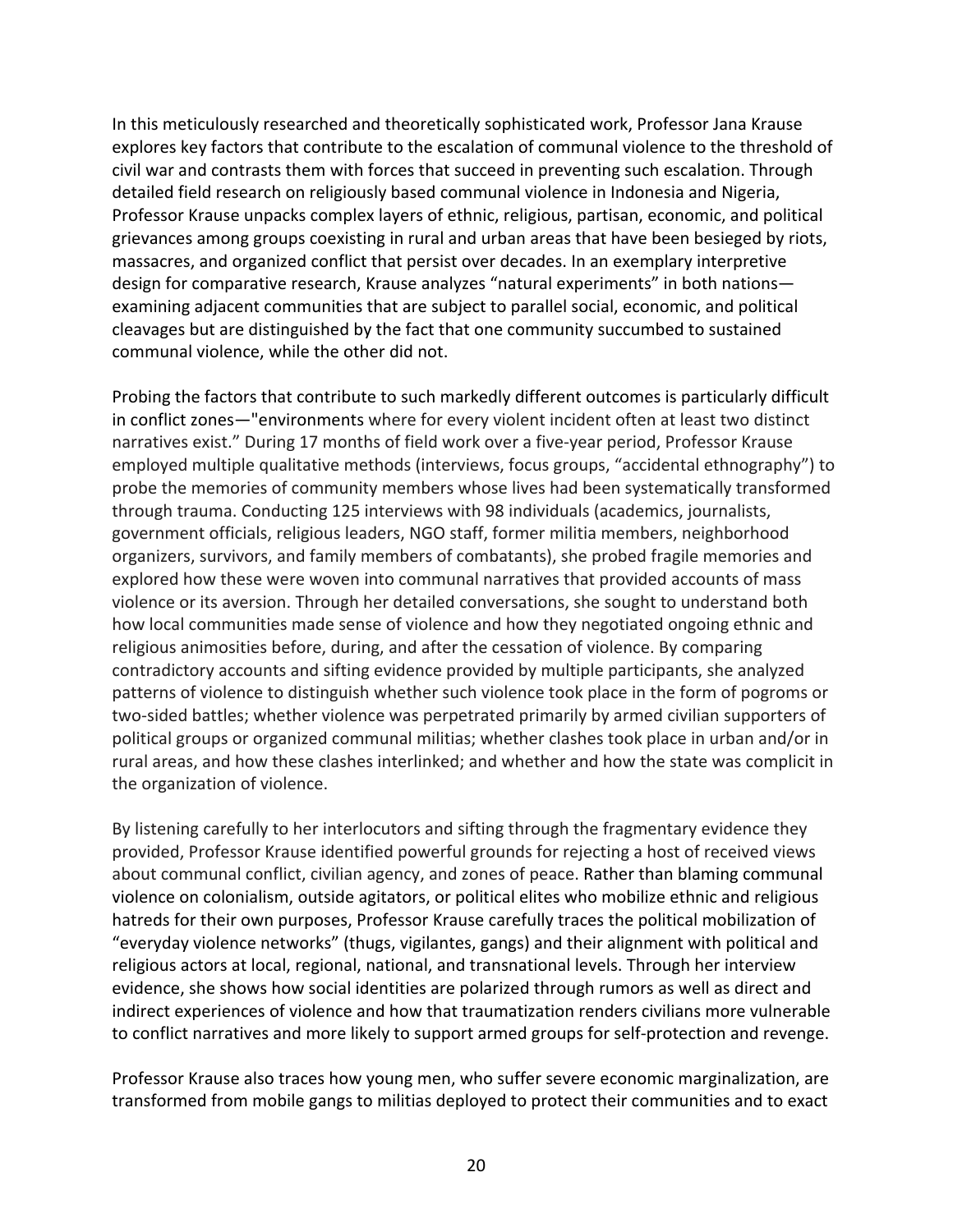In this meticulously researched and theoretically sophisticated work, Professor Jana Krause explores key factors that contribute to the escalation of communal violence to the threshold of civil war and contrasts them with forces that succeed in preventing such escalation. Through detailed field research on religiously based communal violence in Indonesia and Nigeria, Professor Krause unpacks complex layers of ethnic, religious, partisan, economic, and political grievances among groups coexisting in rural and urban areas that have been besieged by riots, massacres, and organized conflict that persist over decades. In an exemplary interpretive design for comparative research, Krause analyzes "natural experiments" in both nations—examining adjacent communities that are subject to parallel social, economic, and political cleavages but are distinguished by the fact that one community succumbed to sustained communal violence, while the other did not.

Probing the factors that contribute to such markedly different outcomes is particularly difficult in conflict zones—"environments where for every violent incident often at least two distinct narratives exist." During 17 months of field work over a five-year period, Professor Krause employed multiple qualitative methods (interviews, focus groups, "accidental ethnography") to probe the memories of community members whose lives had been systematically transformed through trauma. Conducting 125 interviews with 98 individuals (academics, journalists, government officials, religious leaders, NGO staff, former militia members, neighborhood organizers, survivors, and family members of combatants), she probed fragile memories and explored how these were woven into communal narratives that provided accounts of mass violence or its aversion. Through her detailed conversations, she sought to understand both how local communities made sense of violence and how they negotiated ongoing ethnic and religious animosities before, during, and after the cessation of violence. By comparing contradictory accounts and sifting evidence provided by multiple participants, she analyzed patterns of violence to distinguish whether such violence took place in the form of pogroms or two-sided battles; whether violence was perpetrated primarily by armed civilian supporters of political groups or organized communal militias; whether clashes took place in urban and/or in rural areas, and how these clashes interlinked; and whether and how the state was complicit in the organization of violence.

By listening carefully to her interlocutors and sifting through the fragmentary evidence they provided, Professor Krause identified powerful grounds for rejecting a host of received views about communal conflict, civilian agency, and zones of peace. Rather than blaming communal violence on colonialism, outside agitators, or political elites who mobilize ethnic and religious hatreds for their own purposes, Professor Krause carefully traces the political mobilization of "everyday violence networks" (thugs, vigilantes, gangs) and their alignment with political and religious actors at local, regional, national, and transnational levels. Through her interview evidence, she shows how social identities are polarized through rumors as well as direct and indirect experiences of violence and how that traumatization renders civilians more vulnerable to conflict narratives and more likely to support armed groups for self-protection and revenge.

Professor Krause also traces how young men, who suffer severe economic marginalization, are transformed from mobile gangs to militias deployed to protect their communities and to exact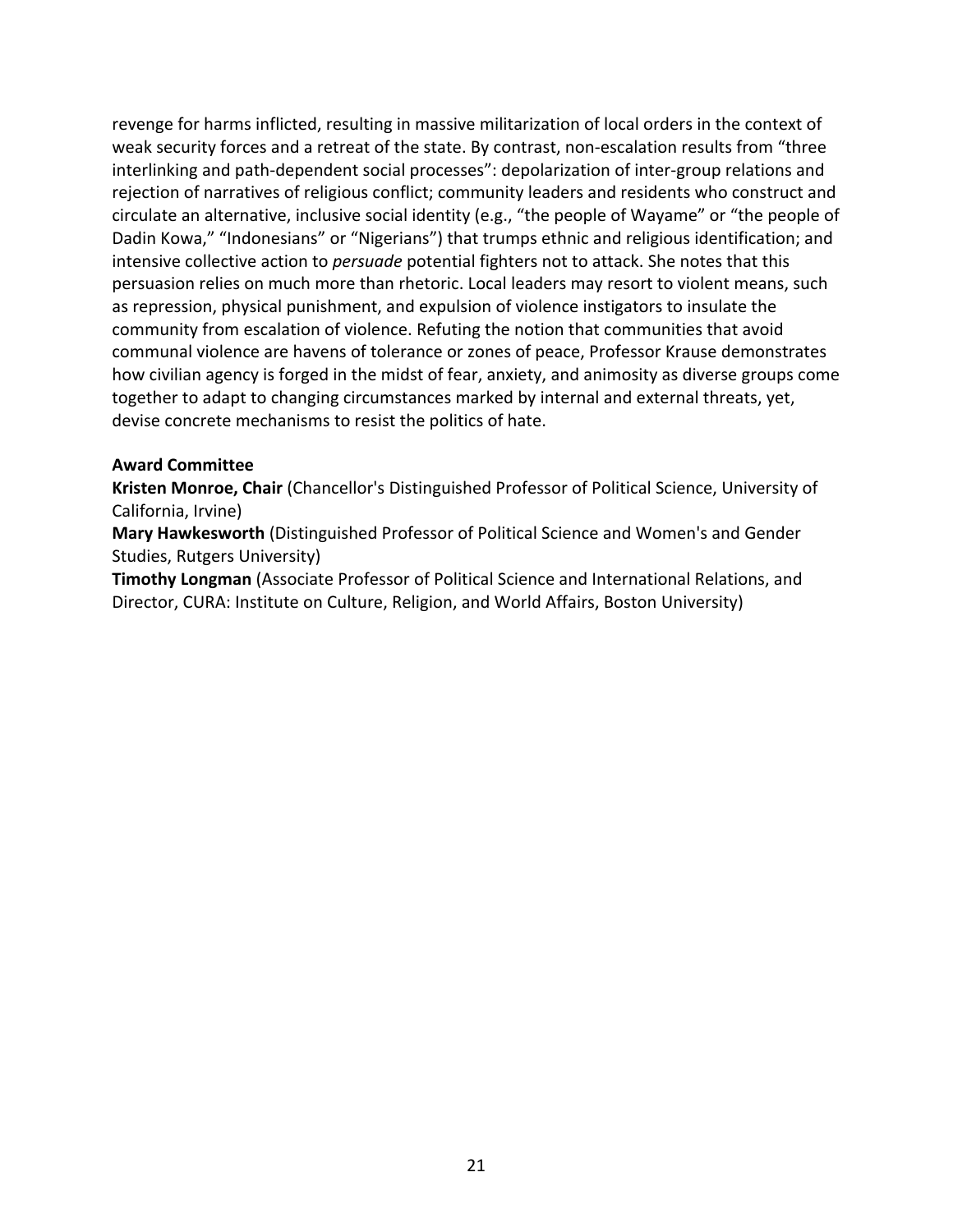revenge for harms inflicted, resulting in massive militarization of local orders in the context of weak security forces and a retreat of the state. By contrast, non-escalation results from "three interlinking and path-dependent social processes": depolarization of inter-group relations and rejection of narratives of religious conflict; community leaders and residents who construct and circulate an alternative, inclusive social identity (e.g., "the people of Wayame" or "the people of Dadin Kowa," "Indonesians" or "Nigerians") that trumps ethnic and religious identification; and intensive collective action to *persuade* potential fighters not to attack. She notes that this persuasion relies on much more than rhetoric. Local leaders may resort to violent means, such as repression, physical punishment, and expulsion of violence instigators to insulate the community from escalation of violence. Refuting the notion that communities that avoid communal violence are havens of tolerance or zones of peace, Professor Krause demonstrates how civilian agency is forged in the midst of fear, anxiety, and animosity as diverse groups come together to adapt to changing circumstances marked by internal and external threats, yet, devise concrete mechanisms to resist the politics of hate.

**Award Committee**

**Kristen Monroe, Chair** (Chancellor's Distinguished Professor of Political Science, University of California, Irvine)

**Mary Hawkesworth** (Distinguished Professor of Political Science and Women's and Gender Studies, Rutgers University)

**Timothy Longman** (Associate Professor of Political Science and International Relations, and Director, CURA: Institute on Culture, Religion, and World Affairs, Boston University)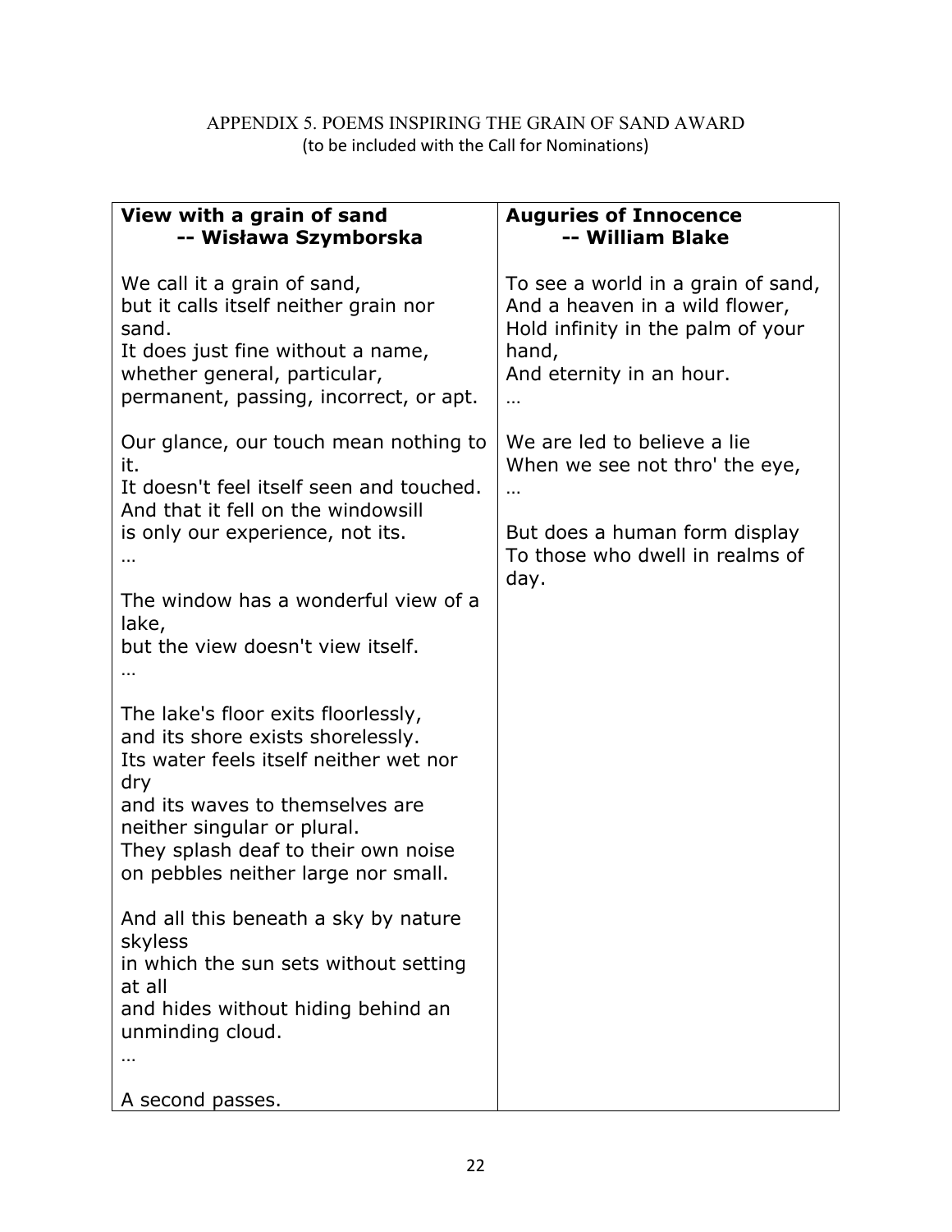APPENDIX 5. POEMS INSPIRING THE GRAIN OF SAND AWARD
(to be included with the Call for Nominations)

| **View with a grain of sand**<br>**-- Wisława Szymborska** | **Auguries of Innocence**<br>**-- William Blake** |
|---|---|
| We call it a grain of sand,<br>but it calls itself neither grain nor sand.<br>It does just fine without a name,<br>whether general, particular,<br>permanent, passing, incorrect, or apt.<br><br>Our glance, our touch mean nothing to it.<br>It doesn't feel itself seen and touched.<br>And that it fell on the windowsill<br>is only our experience, not its.<br>…<br><br>The window has a wonderful view of a lake,<br>but the view doesn't view itself.<br>…<br><br>The lake's floor exits floorlessly,<br>and its shore exists shorelessly.<br>Its water feels itself neither wet nor dry<br>and its waves to themselves are<br>neither singular or plural.<br>They splash deaf to their own noise<br>on pebbles neither large nor small.<br><br>And all this beneath a sky by nature skyless<br>in which the sun sets without setting at all<br>and hides without hiding behind an unminding cloud.<br>…<br><br>A second passes. | To see a world in a grain of sand,<br>And a heaven in a wild flower,<br>Hold infinity in the palm of your hand,<br>And eternity in an hour.<br>…<br><br>We are led to believe a lie<br>When we see not thro' the eye,<br>…<br><br>But does a human form display<br>To those who dwell in realms of day. |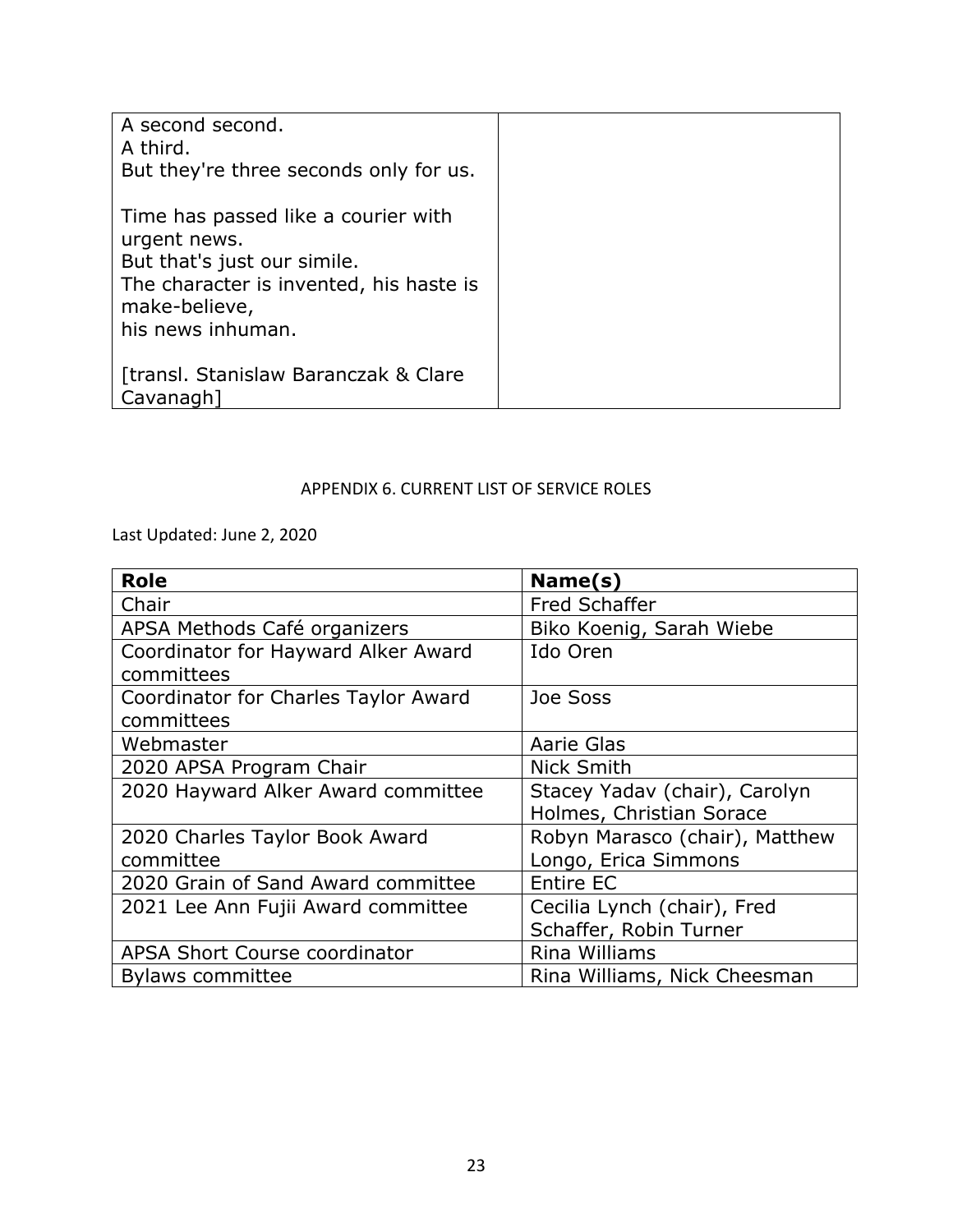| | |
|---|---|
| A second second.<br>A third.<br>But they're three seconds only for us.<br><br>Time has passed like a courier with urgent news.<br>But that's just our simile.<br>The character is invented, his haste is make-believe,<br>his news inhuman.<br><br>[transl. Stanislaw Baranczak & Clare Cavanagh] | |

## APPENDIX 6. CURRENT LIST OF SERVICE ROLES

Last Updated: June 2, 2020

| Role | Name(s) |
|---|---|
| Chair | Fred Schaffer |
| APSA Methods Café organizers | Biko Koenig, Sarah Wiebe |
| Coordinator for Hayward Alker Award committees | Ido Oren |
| Coordinator for Charles Taylor Award committees | Joe Soss |
| Webmaster | Aarie Glas |
| 2020 APSA Program Chair | Nick Smith |
| 2020 Hayward Alker Award committee | Stacey Yadav (chair), Carolyn Holmes, Christian Sorace |
| 2020 Charles Taylor Book Award committee | Robyn Marasco (chair), Matthew Longo, Erica Simmons |
| 2020 Grain of Sand Award committee | Entire EC |
| 2021 Lee Ann Fujii Award committee | Cecilia Lynch (chair), Fred Schaffer, Robin Turner |
| APSA Short Course coordinator | Rina Williams |
| Bylaws committee | Rina Williams, Nick Cheesman |